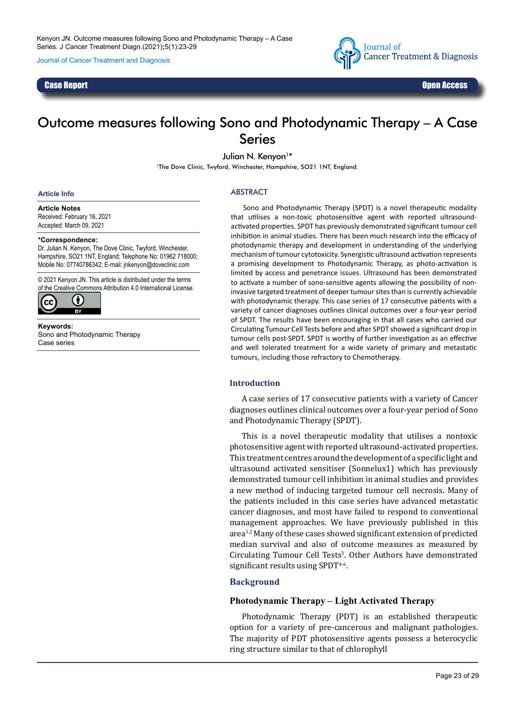Case Report | Open Access

# Outcome measures following Sono and Photodynamic Therapy – A Case Series

Julian N. Kenyon[1]*

[1]The Dove Clinic, Twyford, Winchester, Hampshire, SO21 1NT, England.

**Article Info**

**Article Notes**
Received: February 16, 2021
Accepted: March 09, 2021

***Correspondence:**
Dr. Julian N. Kenyon, The Dove Clinic, Twyford, Winchester, Hampshire, SO21 1NT, England; Telephone No: 01962 718000; Mobile No: 07740786342; E-mail: jnkenyon@doveclinic.com

© 2021 Kenyon JN. This article is distributed under the terms of the Creative Commons Attribution 4.0 International License.

**Keywords:**
Sono and Photodynamic Therapy
Case series

## ABSTRACT

Sono and Photodynamic Therapy (SPDT) is a novel therapeutic modality that utilises a non-toxic photosensitive agent with reported ultrasound-activated properties. SPDT has previously demonstrated significant tumour cell inhibition in animal studies. There has been much research into the efficacy of photodynamic therapy and development in understanding of the underlying mechanism of tumour cytotoxicity. Synergistic ultrasound activation represents a promising development to Photodynamic Therapy, as photo-activation is limited by access and penetrance issues. Ultrasound has been demonstrated to activate a number of sono-sensitive agents allowing the possibility of non-invasive targeted treatment of deeper tumour sites than is currently achievable with photodynamic therapy. This case series of 17 consecutive patients with a variety of cancer diagnoses outlines clinical outcomes over a four-year period of SPDT. The results have been encouraging in that all cases who carried our Circulating Tumour Cell Tests before and after SPDT showed a significant drop in tumour cells post-SPDT. SPDT is worthy of further investigation as an effective and well tolerated treatment for a wide variety of primary and metastatic tumours, including those refractory to Chemotherapy.

## Introduction

A case series of 17 consecutive patients with a variety of Cancer diagnoses outlines clinical outcomes over a four-year period of Sono and Photodynamic Therapy (SPDT).

This is a novel therapeutic modality that utilises a nontoxic photosensitive agent with reported ultrasound-activated properties. This treatment centres around the development of a specific light and ultrasound activated sensitiser (Sonnelux1) which has previously demonstrated tumour cell inhibition in animal studies and provides a new method of inducing targeted tumour cell necrosis. Many of the patients included in this case series have advanced metastatic cancer diagnoses, and most have failed to respond to conventional management approaches. We have previously published in this area[1,2] Many of these cases showed significant extension of predicted median survival and also of outcome measures as measured by Circulating Tumour Cell Tests[3]. Other Authors have demonstrated significant results using SPDT[4-6].

## Background

### Photodynamic Therapy – Light Activated Therapy

Photodynamic Therapy (PDT) is an established therapeutic option for a variety of pre-cancerous and malignant pathologies. The majority of PDT photosensitive agents possess a heterocyclic ring structure similar to that of chlorophyll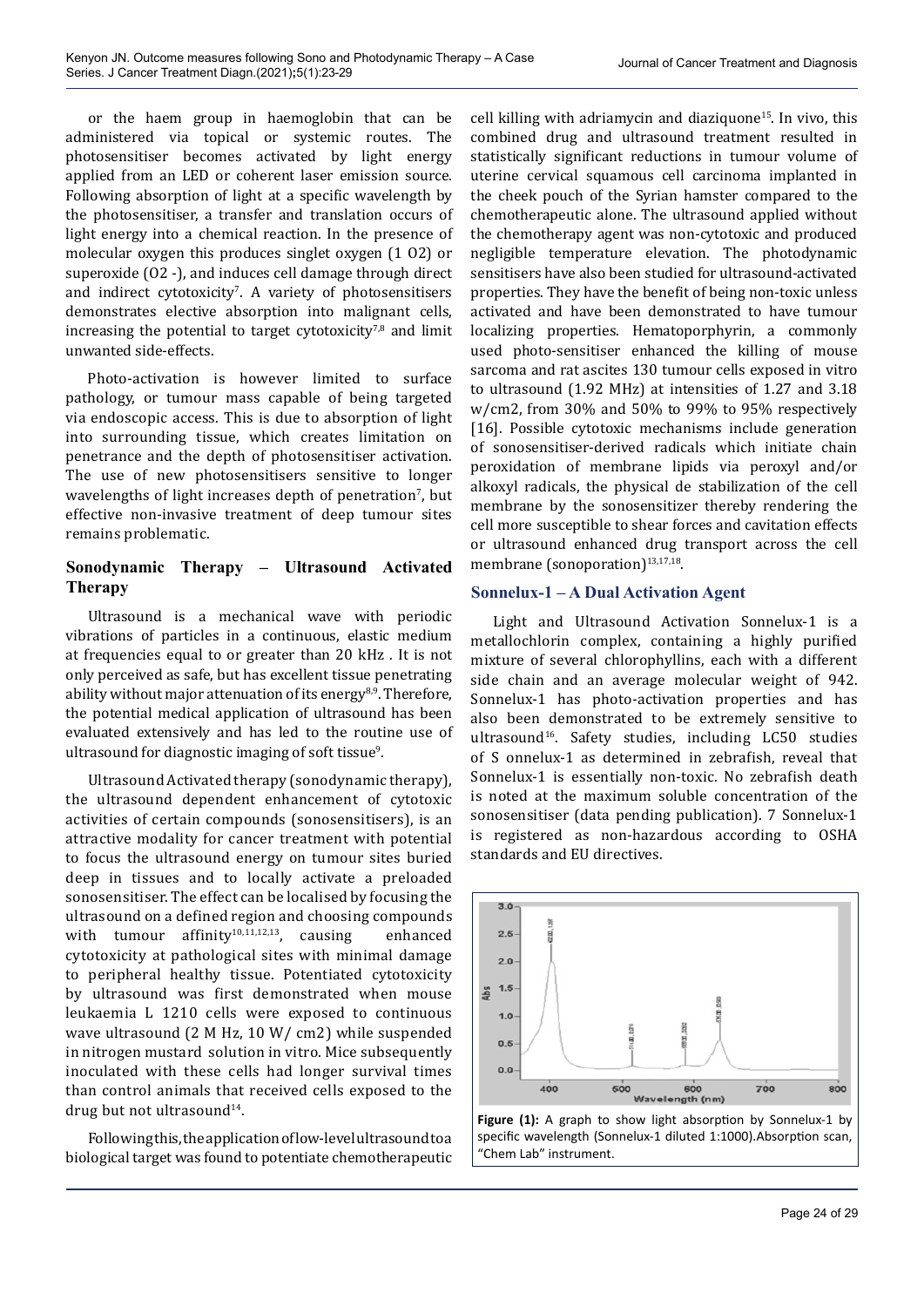or the haem group in haemoglobin that can be administered via topical or systemic routes. The photosensitiser becomes activated by light energy applied from an LED or coherent laser emission source. Following absorption of light at a specific wavelength by the photosensitiser, a transfer and translation occurs of light energy into a chemical reaction. In the presence of molecular oxygen this produces singlet oxygen (1 O2) or superoxide (O2 -), and induces cell damage through direct and indirect cytotoxicity[7]. A variety of photosensitisers demonstrates elective absorption into malignant cells, increasing the potential to target cytotoxicity[7,8] and limit unwanted side-effects.

Photo-activation is however limited to surface pathology, or tumour mass capable of being targeted via endoscopic access. This is due to absorption of light into surrounding tissue, which creates limitation on penetrance and the depth of photosensitiser activation. The use of new photosensitisers sensitive to longer wavelengths of light increases depth of penetration[7], but effective non-invasive treatment of deep tumour sites remains problematic.

## Sonodynamic Therapy – Ultrasound Activated Therapy

Ultrasound is a mechanical wave with periodic vibrations of particles in a continuous, elastic medium at frequencies equal to or greater than 20 kHz . It is not only perceived as safe, but has excellent tissue penetrating ability without major attenuation of its energy[8,9]. Therefore, the potential medical application of ultrasound has been evaluated extensively and has led to the routine use of ultrasound for diagnostic imaging of soft tissue[9].

Ultrasound Activated therapy (sonodynamic therapy), the ultrasound dependent enhancement of cytotoxic activities of certain compounds (sonosensitisers), is an attractive modality for cancer treatment with potential to focus the ultrasound energy on tumour sites buried deep in tissues and to locally activate a preloaded sonosensitiser. The effect can be localised by focusing the ultrasound on a defined region and choosing compounds with tumour affinity[10,11,12,13], causing enhanced cytotoxicity at pathological sites with minimal damage to peripheral healthy tissue. Potentiated cytotoxicity by ultrasound was first demonstrated when mouse leukaemia L 1210 cells were exposed to continuous wave ultrasound (2 M Hz, 10 W/ cm2) while suspended in nitrogen mustard solution in vitro. Mice subsequently inoculated with these cells had longer survival times than control animals that received cells exposed to the drug but not ultrasound[14].

Following this, the application of low-level ultrasound to a biological target was found to potentiate chemotherapeutic cell killing with adriamycin and diaziquone[15]. In vivo, this combined drug and ultrasound treatment resulted in statistically significant reductions in tumour volume of uterine cervical squamous cell carcinoma implanted in the cheek pouch of the Syrian hamster compared to the chemotherapeutic alone. The ultrasound applied without the chemotherapy agent was non-cytotoxic and produced negligible temperature elevation. The photodynamic sensitisers have also been studied for ultrasound-activated properties. They have the benefit of being non-toxic unless activated and have been demonstrated to have tumour localizing properties. Hematoporphyrin, a commonly used photo-sensitiser enhanced the killing of mouse sarcoma and rat ascites 130 tumour cells exposed in vitro to ultrasound (1.92 MHz) at intensities of 1.27 and 3.18 w/cm2, from 30% and 50% to 99% to 95% respectively [16]. Possible cytotoxic mechanisms include generation of sonosensitiser-derived radicals which initiate chain peroxidation of membrane lipids via peroxyl and/or alkoxyl radicals, the physical de stabilization of the cell membrane by the sonosensitizer thereby rendering the cell more susceptible to shear forces and cavitation effects or ultrasound enhanced drug transport across the cell membrane (sonoporation)[13,17,18].

## Sonnelux-1 – A Dual Activation Agent

Light and Ultrasound Activation Sonnelux-1 is a metallochlorin complex, containing a highly purified mixture of several chlorophyllins, each with a different side chain and an average molecular weight of 942. Sonnelux-1 has photo-activation properties and has also been demonstrated to be extremely sensitive to ultrasound[16]. Safety studies, including LC50 studies of S onnelux-1 as determined in zebrafish, reveal that Sonnelux-1 is essentially non-toxic. No zebrafish death is noted at the maximum soluble concentration of the sonosensitiser (data pending publication). 7 Sonnelux-1 is registered as non-hazardous according to OSHA standards and EU directives.

**Figure (1):** A graph to show light absorption by Sonnelux-1 by specific wavelength (Sonnelux-1 diluted 1:1000).Absorption scan, "Chem Lab" instrument.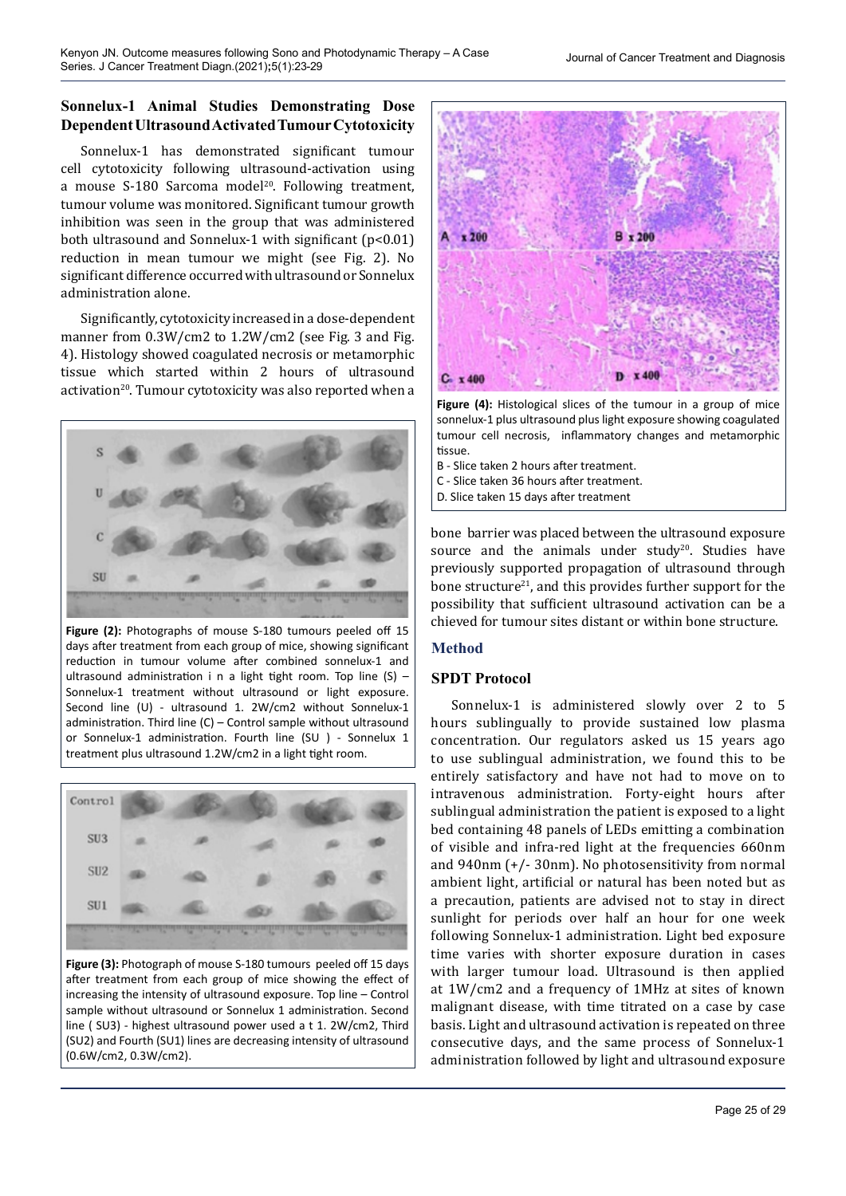### Sonnelux-1 Animal Studies Demonstrating Dose Dependent Ultrasound Activated Tumour Cytotoxicity

Sonnelux-1 has demonstrated significant tumour cell cytotoxicity following ultrasound-activation using a mouse S-180 Sarcoma model[20]. Following treatment, tumour volume was monitored. Significant tumour growth inhibition was seen in the group that was administered both ultrasound and Sonnelux-1 with significant ($p<0.01$) reduction in mean tumour we might (see Fig. 2). No significant difference occurred with ultrasound or Sonnelux administration alone.

Significantly, cytotoxicity increased in a dose-dependent manner from 0.3W/cm2 to 1.2W/cm2 (see Fig. 3 and Fig. 4). Histology showed coagulated necrosis or metamorphic tissue which started within 2 hours of ultrasound activation[20]. Tumour cytotoxicity was also reported when a bone barrier was placed between the ultrasound exposure source and the animals under study[20]. Studies have previously supported propagation of ultrasound through bone structure[21], and this provides further support for the possibility that sufficient ultrasound activation can be a chieved for tumour sites distant or within bone structure.

**Figure (2):** Photographs of mouse S-180 tumours peeled off 15 days after treatment from each group of mice, showing significant reduction in tumour volume after combined sonnelux-1 and ultrasound administration i n a light tight room. Top line (S) – Sonnelux-1 treatment without ultrasound or light exposure. Second line (U) - ultrasound 1. 2W/cm2 without Sonnelux-1 administration. Third line (C) – Control sample without ultrasound or Sonnelux-1 administration. Fourth line (SU ) - Sonnelux 1 treatment plus ultrasound 1.2W/cm2 in a light tight room.

**Figure (3):** Photograph of mouse S-180 tumours peeled off 15 days after treatment from each group of mice showing the effect of increasing the intensity of ultrasound exposure. Top line – Control sample without ultrasound or Sonnelux 1 administration. Second line ( SU3) - highest ultrasound power used a t 1. 2W/cm2, Third (SU2) and Fourth (SU1) lines are decreasing intensity of ultrasound (0.6W/cm2, 0.3W/cm2).

**Figure (4):** Histological slices of the tumour in a group of mice sonnelux-1 plus ultrasound plus light exposure showing coagulated tumour cell necrosis, inflammatory changes and metamorphic tissue.
B - Slice taken 2 hours after treatment.
C - Slice taken 36 hours after treatment.
D. Slice taken 15 days after treatment

## Method

### SPDT Protocol

Sonnelux-1 is administered slowly over 2 to 5 hours sublingually to provide sustained low plasma concentration. Our regulators asked us 15 years ago to use sublingual administration, we found this to be entirely satisfactory and have not had to move on to intravenous administration. Forty-eight hours after sublingual administration the patient is exposed to a light bed containing 48 panels of LEDs emitting a combination of visible and infra-red light at the frequencies 660nm and 940nm (+/- 30nm). No photosensitivity from normal ambient light, artificial or natural has been noted but as a precaution, patients are advised not to stay in direct sunlight for periods over half an hour for one week following Sonnelux-1 administration. Light bed exposure time varies with shorter exposure duration in cases with larger tumour load. Ultrasound is then applied at 1W/cm2 and a frequency of 1MHz at sites of known malignant disease, with time titrated on a case by case basis. Light and ultrasound activation is repeated on three consecutive days, and the same process of Sonnelux-1 administration followed by light and ultrasound exposure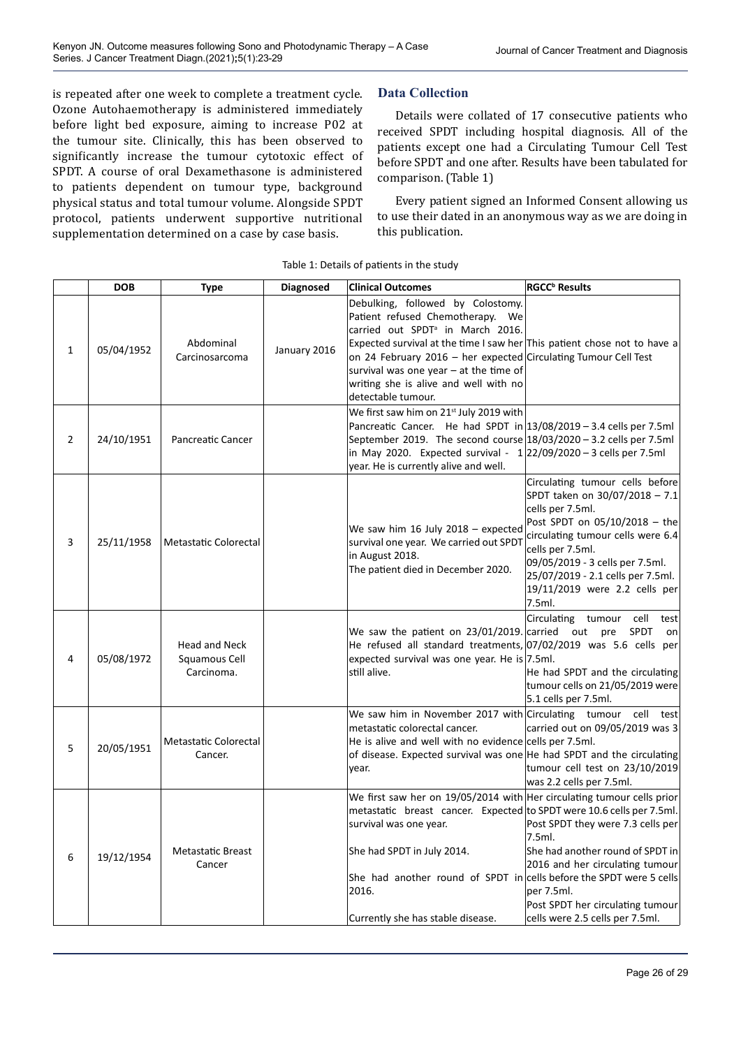is repeated after one week to complete a treatment cycle. Ozone Autohaemotherapy is administered immediately before light bed exposure, aiming to increase P02 at the tumour site. Clinically, this has been observed to significantly increase the tumour cytotoxic effect of SPDT. A course of oral Dexamethasone is administered to patients dependent on tumour type, background physical status and total tumour volume. Alongside SPDT protocol, patients underwent supportive nutritional supplementation determined on a case by case basis.

## Data Collection

Details were collated of 17 consecutive patients who received SPDT including hospital diagnosis. All of the patients except one had a Circulating Tumour Cell Test before SPDT and one after. Results have been tabulated for comparison. (Table 1)

Every patient signed an Informed Consent allowing us to use their dated in an anonymous way as we are doing in this publication.

Table 1: Details of patients in the study

| | DOB | Type | Diagnosed | Clinical Outcomes | RGCC[b] Results |
|---|---|---|---|---|---|
| 1 | 05/04/1952 | Abdominal Carcinosarcoma | January 2016 | Debulking, followed by Colostomy. Patient refused Chemotherapy. We carried out SPDT[a] in March 2016. Expected survival at the time I saw her on 24 February 2016 – her expected survival was one year – at the time of writing she is alive and well with no detectable tumour. | This patient chose not to have a Circulating Tumour Cell Test |
| 2 | 24/10/1951 | Pancreatic Cancer | | We first saw him on 21st July 2019 with Pancreatic Cancer. He had SPDT in September 2019. The second course in May 2020. Expected survival - 1 year. He is currently alive and well. | 13/08/2019 – 3.4 cells per 7.5ml<br>18/03/2020 – 3.2 cells per 7.5ml<br>22/09/2020 – 3 cells per 7.5ml |
| 3 | 25/11/1958 | Metastatic Colorectal | | We saw him 16 July 2018 – expected survival one year. We carried out SPDT in August 2018.<br>The patient died in December 2020. | Circulating tumour cells before SPDT taken on 30/07/2018 – 7.1 cells per 7.5ml.<br>Post SPDT on 05/10/2018 – the circulating tumour cells were 6.4 cells per 7.5ml.<br>09/05/2019 - 3 cells per 7.5ml.<br>25/07/2019 - 2.1 cells per 7.5ml.<br>19/11/2019 were 2.2 cells per 7.5ml. |
| 4 | 05/08/1972 | Head and Neck Squamous Cell Carcinoma. | | We saw the patient on 23/01/2019. He refused all standard treatments, expected survival was one year. He is still alive. | Circulating tumour cell test carried out pre SPDT on 07/02/2019 was 5.6 cells per 7.5ml.<br>He had SPDT and the circulating tumour cells on 21/05/2019 were 5.1 cells per 7.5ml. |
| 5 | 20/05/1951 | Metastatic Colorectal Cancer. | | We saw him in November 2017 with metastatic colorectal cancer.<br>He is alive and well with no evidence of disease. Expected survival was one year. | Circulating tumour cell test carried out on 09/05/2019 was 3 cells per 7.5ml.<br>He had SPDT and the circulating tumour cell test on 23/10/2019 was 2.2 cells per 7.5ml. |
| 6 | 19/12/1954 | Metastatic Breast Cancer | | We first saw her on 19/05/2014 with metastatic breast cancer. Expected survival was one year.<br>She had SPDT in July 2014.<br>She had another round of SPDT in 2016.<br>Currently she has stable disease. | Her circulating tumour cells prior to SPDT were 10.6 cells per 7.5ml.<br>Post SPDT they were 7.3 cells per 7.5ml.<br>She had another round of SPDT in 2016 and her circulating tumour cells before the SPDT were 5 cells per 7.5ml.<br>Post SPDT her circulating tumour cells were 2.5 cells per 7.5ml. |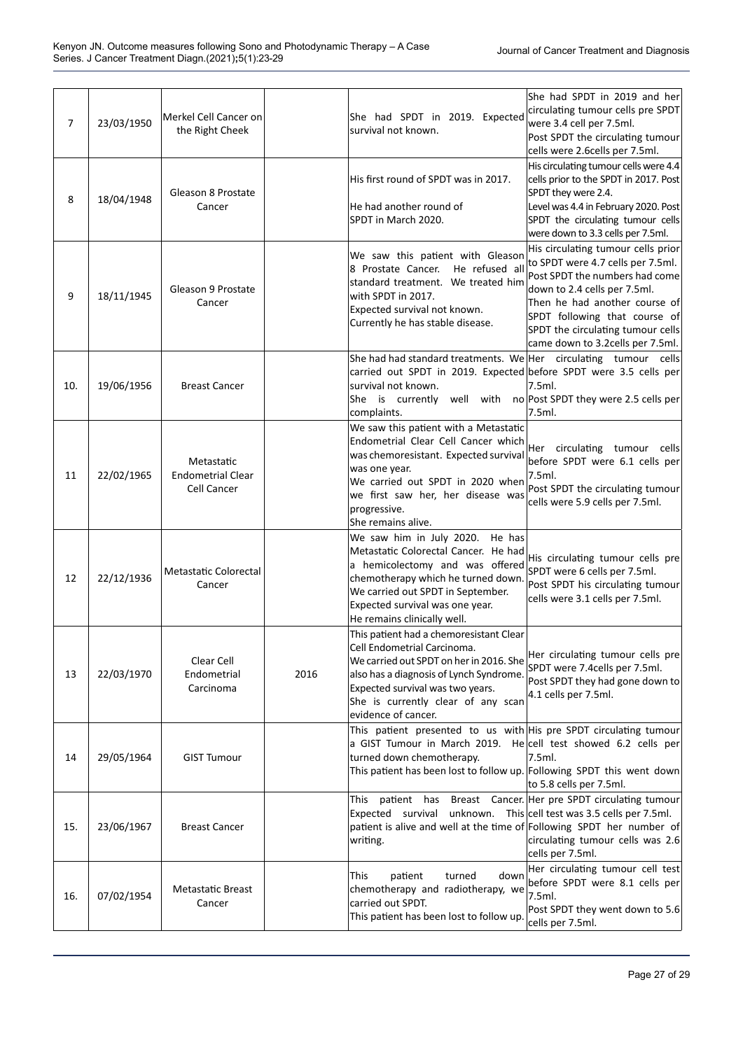| | | | | | |
|---|---|---|---|---|---|
| 7 | 23/03/1950 | Merkel Cell Cancer on the Right Cheek | | She had SPDT in 2019. Expected survival not known. | She had SPDT in 2019 and her circulating tumour cells pre SPDT were 3.4 cell per 7.5ml.<br>Post SPDT the circulating tumour cells were 2.6cells per 7.5ml. |
| 8 | 18/04/1948 | Gleason 8 Prostate Cancer | | His first round of SPDT was in 2017.<br>He had another round of SPDT in March 2020. | His circulating tumour cells were 4.4 cells prior to the SPDT in 2017. Post SPDT they were 2.4.<br>Level was 4.4 in February 2020. Post SPDT the circulating tumour cells were down to 3.3 cells per 7.5ml. |
| 9 | 18/11/1945 | Gleason 9 Prostate Cancer | | We saw this patient with Gleason 8 Prostate Cancer. He refused all standard treatment. We treated him with SPDT in 2017.<br>Expected survival not known.<br>Currently he has stable disease. | His circulating tumour cells prior to SPDT were 4.7 cells per 7.5ml. Post SPDT the numbers had come down to 2.4 cells per 7.5ml.<br>Then he had another course of SPDT following that course of SPDT the circulating tumour cells came down to 3.2cells per 7.5ml. |
| 10. | 19/06/1956 | Breast Cancer | | She had had standard treatments. We carried out SPDT in 2019. Expected survival not known.<br>She is currently well with no complaints. | Her circulating tumour cells before SPDT were 3.5 cells per 7.5ml.<br>Post SPDT they were 2.5 cells per 7.5ml. |
| 11 | 22/02/1965 | Metastatic Endometrial Clear Cell Cancer | | We saw this patient with a Metastatic Endometrial Clear Cell Cancer which was chemoresistant. Expected survival was one year.<br>We carried out SPDT in 2020 when we first saw her, her disease was progressive.<br>She remains alive. | Her circulating tumour cells before SPDT were 6.1 cells per 7.5ml.<br>Post SPDT the circulating tumour cells were 5.9 cells per 7.5ml. |
| 12 | 22/12/1936 | Metastatic Colorectal Cancer | | We saw him in July 2020. He has Metastatic Colorectal Cancer. He had a hemicolectomy and was offered chemotherapy which he turned down.<br>We carried out SPDT in September.<br>Expected survival was one year.<br>He remains clinically well. | His circulating tumour cells pre SPDT were 6 cells per 7.5ml.<br>Post SPDT his circulating tumour cells were 3.1 cells per 7.5ml. |
| 13 | 22/03/1970 | Clear Cell Endometrial Carcinoma | 2016 | This patient had a chemoresistant Clear Cell Endometrial Carcinoma.<br>We carried out SPDT on her in 2016. She also has a diagnosis of Lynch Syndrome.<br>Expected survival was two years.<br>She is currently clear of any scan evidence of cancer. | Her circulating tumour cells pre SPDT were 7.4cells per 7.5ml.<br>Post SPDT they had gone down to 4.1 cells per 7.5ml. |
| 14 | 29/05/1964 | GIST Tumour | | This patient presented to us with a GIST Tumour in March 2019. He turned down chemotherapy.<br>This patient has been lost to follow up. | His pre SPDT circulating tumour cell test showed 6.2 cells per 7.5ml.<br>Following SPDT this went down to 5.8 cells per 7.5ml. |
| 15. | 23/06/1967 | Breast Cancer | | This patient has Breast Cancer. Expected survival unknown. This patient is alive and well at the time of writing. | Her pre SPDT circulating tumour cell test was 3.5 cells per 7.5ml.<br>Following SPDT her number of circulating tumour cells was 2.6 cells per 7.5ml. |
| 16. | 07/02/1954 | Metastatic Breast Cancer | | This patient turned down chemotherapy and radiotherapy, we carried out SPDT.<br>This patient has been lost to follow up. | Her circulating tumour cell test before SPDT were 8.1 cells per 7.5ml.<br>Post SPDT they went down to 5.6 cells per 7.5ml. |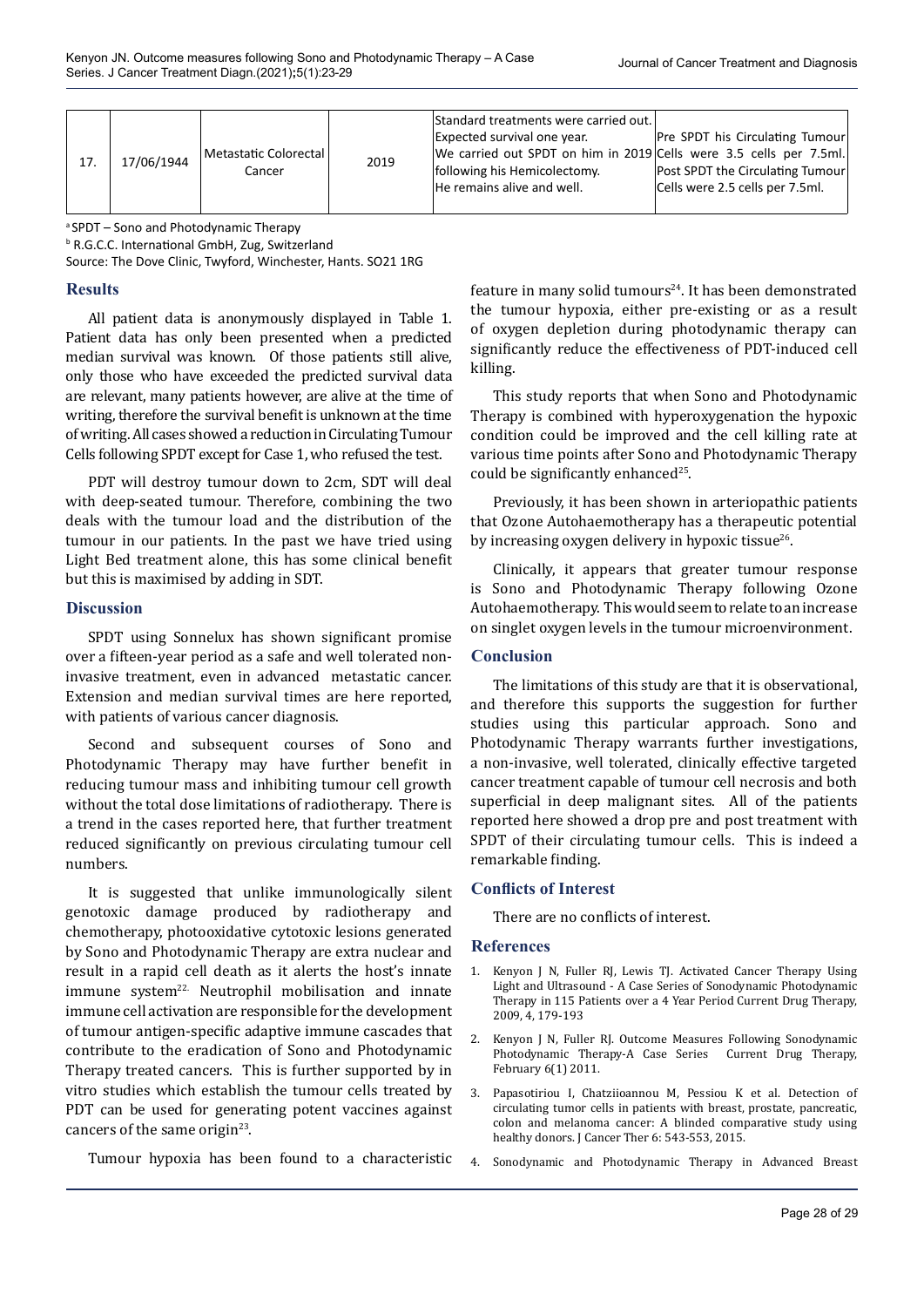| 17. | 17/06/1944 | Metastatic Colorectal Cancer | 2019 | Standard treatments were carried out. Expected survival one year. We carried out SPDT on him in 2019 following his Hemicolectomy. He remains alive and well. | Pre SPDT his Circulating Tumour Cells were 3.5 cells per 7.5ml. Post SPDT the Circulating Tumour Cells were 2.5 cells per 7.5ml. |
|---|---|---|---|---|---|

[a] SPDT – Sono and Photodynamic Therapy

[b] R.G.C.C. International GmbH, Zug, Switzerland

Source: The Dove Clinic, Twyford, Winchester, Hants. SO21 1RG

## Results

All patient data is anonymously displayed in Table 1. Patient data has only been presented when a predicted median survival was known. Of those patients still alive, only those who have exceeded the predicted survival data are relevant, many patients however, are alive at the time of writing, therefore the survival benefit is unknown at the time of writing. All cases showed a reduction in Circulating Tumour Cells following SPDT except for Case 1, who refused the test.

PDT will destroy tumour down to 2cm, SDT will deal with deep-seated tumour. Therefore, combining the two deals with the tumour load and the distribution of the tumour in our patients. In the past we have tried using Light Bed treatment alone, this has some clinical benefit but this is maximised by adding in SDT.

## Discussion

SPDT using Sonnelux has shown significant promise over a fifteen-year period as a safe and well tolerated non-invasive treatment, even in advanced metastatic cancer. Extension and median survival times are here reported, with patients of various cancer diagnosis.

Second and subsequent courses of Sono and Photodynamic Therapy may have further benefit in reducing tumour mass and inhibiting tumour cell growth without the total dose limitations of radiotherapy. There is a trend in the cases reported here, that further treatment reduced significantly on previous circulating tumour cell numbers.

It is suggested that unlike immunologically silent genotoxic damage produced by radiotherapy and chemotherapy, photooxidative cytotoxic lesions generated by Sono and Photodynamic Therapy are extra nuclear and result in a rapid cell death as it alerts the host's innate immune system[22.] Neutrophil mobilisation and innate immune cell activation are responsible for the development of tumour antigen-specific adaptive immune cascades that contribute to the eradication of Sono and Photodynamic Therapy treated cancers. This is further supported by in vitro studies which establish the tumour cells treated by PDT can be used for generating potent vaccines against cancers of the same origin[23].

Tumour hypoxia has been found to a characteristic feature in many solid tumours[24]. It has been demonstrated the tumour hypoxia, either pre-existing or as a result of oxygen depletion during photodynamic therapy can significantly reduce the effectiveness of PDT-induced cell killing.

This study reports that when Sono and Photodynamic Therapy is combined with hyperoxygenation the hypoxic condition could be improved and the cell killing rate at various time points after Sono and Photodynamic Therapy could be significantly enhanced[25].

Previously, it has been shown in arteriopathic patients that Ozone Autohaemotherapy has a therapeutic potential by increasing oxygen delivery in hypoxic tissue[26].

Clinically, it appears that greater tumour response is Sono and Photodynamic Therapy following Ozone Autohaemotherapy. This would seem to relate to an increase on singlet oxygen levels in the tumour microenvironment.

## Conclusion

The limitations of this study are that it is observational, and therefore this supports the suggestion for further studies using this particular approach. Sono and Photodynamic Therapy warrants further investigations, a non-invasive, well tolerated, clinically effective targeted cancer treatment capable of tumour cell necrosis and both superficial in deep malignant sites. All of the patients reported here showed a drop pre and post treatment with SPDT of their circulating tumour cells. This is indeed a remarkable finding.

## Conflicts of Interest

There are no conflicts of interest.

## References

1. Kenyon J N, Fuller RJ, Lewis TJ. Activated Cancer Therapy Using Light and Ultrasound - A Case Series of Sonodynamic Photodynamic Therapy in 115 Patients over a 4 Year Period Current Drug Therapy, 2009, 4, 179-193
2. Kenyon J N, Fuller RJ. Outcome Measures Following Sonodynamic Photodynamic Therapy-A Case Series Current Drug Therapy, February 6(1) 2011.
3. Papasotiriou I, Chatziioannou M, Pessiou K et al. Detection of circulating tumor cells in patients with breast, prostate, pancreatic, colon and melanoma cancer: A blinded comparative study using healthy donors. J Cancer Ther 6: 543-553, 2015.
4. Sonodynamic and Photodynamic Therapy in Advanced Breast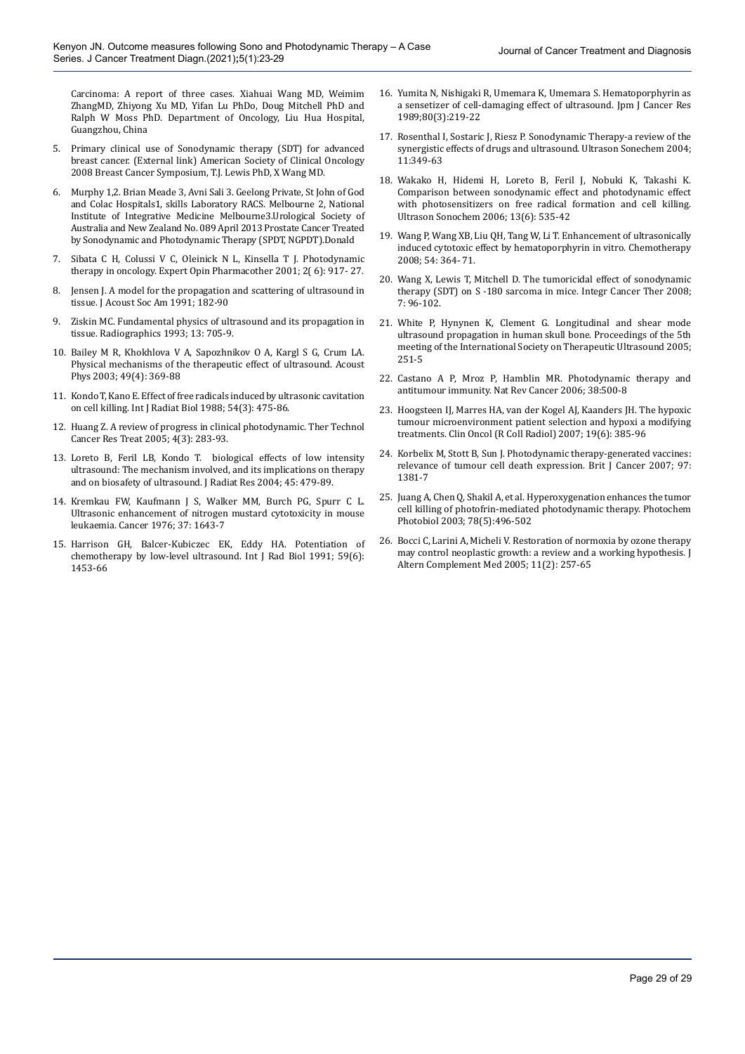Carcinoma: A report of three cases. Xiahuai Wang MD, Weimim ZhangMD, Zhiyong Xu MD, Yifan Lu PhDo, Doug Mitchell PhD and Ralph W Moss PhD. Department of Oncology, Liu Hua Hospital, Guangzhou, China

5. Primary clinical use of Sonodynamic therapy (SDT) for advanced breast cancer. (External link) American Society of Clinical Oncology 2008 Breast Cancer Symposium, T.J. Lewis PhD, X Wang MD.
6. Murphy 1,2. Brian Meade 3, Avni Sali 3. Geelong Private, St John of God and Colac Hospitals1, skills Laboratory RACS. Melbourne 2, National Institute of Integrative Medicine Melbourne3.Urological Society of Australia and New Zealand No. 089 April 2013 Prostate Cancer Treated by Sonodynamic and Photodynamic Therapy (SPDT, NGPDT).Donald
7. Sibata C H, Colussi V C, Oleinick N L, Kinsella T J. Photodynamic therapy in oncology. Expert Opin Pharmacother 2001; 2( 6): 917- 27.
8. Jensen J. A model for the propagation and scattering of ultrasound in tissue. J Acoust Soc Am 1991; 182-90
9. Ziskin MC. Fundamental physics of ultrasound and its propagation in tissue. Radiographics 1993; 13: 705-9.
10. Bailey M R, Khokhlova V A, Sapozhnikov O A, Kargl S G, Crum LA. Physical mechanisms of the therapeutic effect of ultrasound. Acoust Phys 2003; 49(4): 369-88
11. Kondo T, Kano E. Effect of free radicals induced by ultrasonic cavitation on cell killing. Int J Radiat Biol 1988; 54(3): 475-86.
12. Huang Z. A review of progress in clinical photodynamic. Ther Technol Cancer Res Treat 2005; 4(3): 283-93.
13. Loreto B, Feril LB, Kondo T. biological effects of low intensity ultrasound: The mechanism involved, and its implications on therapy and on biosafety of ultrasound. J Radiat Res 2004; 45: 479-89.
14. Kremkau FW, Kaufmann J S, Walker MM, Burch PG, Spurr C L. Ultrasonic enhancement of nitrogen mustard cytotoxicity in mouse leukaemia. Cancer 1976; 37: 1643-7
15. Harrison GH, Balcer-Kubiczec EK, Eddy HA. Potentiation of chemotherapy by low-level ultrasound. Int J Rad Biol 1991; 59(6): 1453-66
16. Yumita N, Nishigaki R, Umemara K, Umemara S. Hematoporphyrin as a sensetizer of cell-damaging effect of ultrasound. Jpm J Cancer Res 1989;80(3):219-22
17. Rosenthal I, Sostaric J, Riesz P. Sonodynamic Therapy-a review of the synergistic effects of drugs and ultrasound. Ultrason Sonechem 2004; 11:349-63
18. Wakako H, Hidemi H, Loreto B, Feril J, Nobuki K, Takashi K. Comparison between sonodynamic effect and photodynamic effect with photosensitizers on free radical formation and cell killing. Ultrason Sonochem 2006; 13(6): 535-42
19. Wang P, Wang XB, Liu QH, Tang W, Li T. Enhancement of ultrasonically induced cytotoxic effect by hematoporphyrin in vitro. Chemotherapy 2008; 54: 364- 71.
20. Wang X, Lewis T, Mitchell D. The tumoricidal effect of sonodynamic therapy (SDT) on S -180 sarcoma in mice. Integr Cancer Ther 2008; 7: 96-102.
21. White P, Hynynen K, Clement G. Longitudinal and shear mode ultrasound propagation in human skull bone. Proceedings of the 5th meeting of the International Society on Therapeutic Ultrasound 2005; 251-5
22. Castano A P, Mroz P, Hamblin MR. Photodynamic therapy and antitumour immunity. Nat Rev Cancer 2006; 38:500-8
23. Hoogsteen IJ, Marres HA, van der Kogel AJ, Kaanders JH. The hypoxic tumour microenvironment patient selection and hypoxi a modifying treatments. Clin Oncol (R Coll Radiol) 2007; 19(6): 385-96
24. Korbelix M, Stott B, Sun J. Photodynamic therapy-generated vaccines: relevance of tumour cell death expression. Brit J Cancer 2007; 97: 1381-7
25. Juang A, Chen Q, Shakil A, et al. Hyperoxygenation enhances the tumor cell killing of photofrin-mediated photodynamic therapy. Photochem Photobiol 2003; 78(5):496-502
26. Bocci C, Larini A, Micheli V. Restoration of normoxia by ozone therapy may control neoplastic growth: a review and a working hypothesis. J Altern Complement Med 2005; 11(2): 257-65